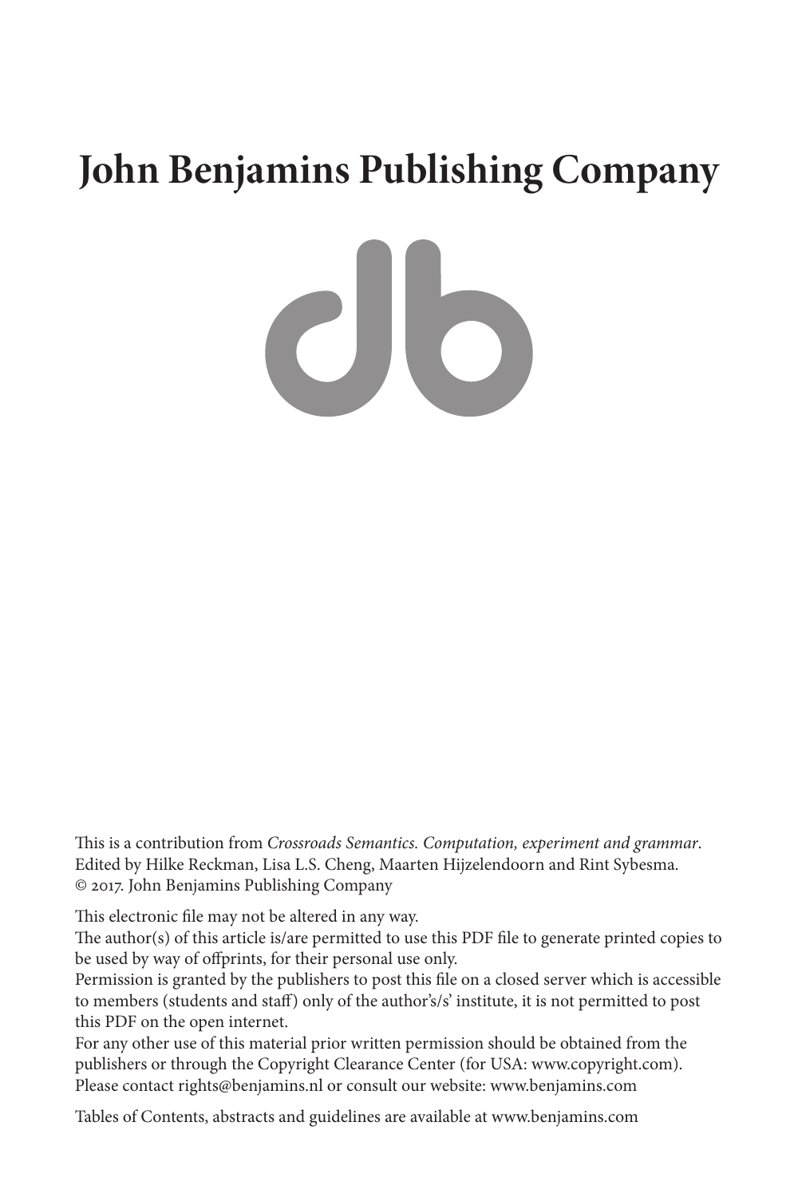# John Benjamins Publishing Company

This is a contribution from *Crossroads Semantics. Computation, experiment and grammar*.
Edited by Hilke Reckman, Lisa L.S. Cheng, Maarten Hijzelendoorn and Rint Sybesma.
© 2017. John Benjamins Publishing Company

This electronic file may not be altered in any way.
The author(s) of this article is/are permitted to use this PDF file to generate printed copies to be used by way of offprints, for their personal use only.
Permission is granted by the publishers to post this file on a closed server which is accessible to members (students and staff) only of the author's/s' institute, it is not permitted to post this PDF on the open internet.
For any other use of this material prior written permission should be obtained from the publishers or through the Copyright Clearance Center (for USA: www.copyright.com).
Please contact rights@benjamins.nl or consult our website: www.benjamins.com

Tables of Contents, abstracts and guidelines are available at www.benjamins.com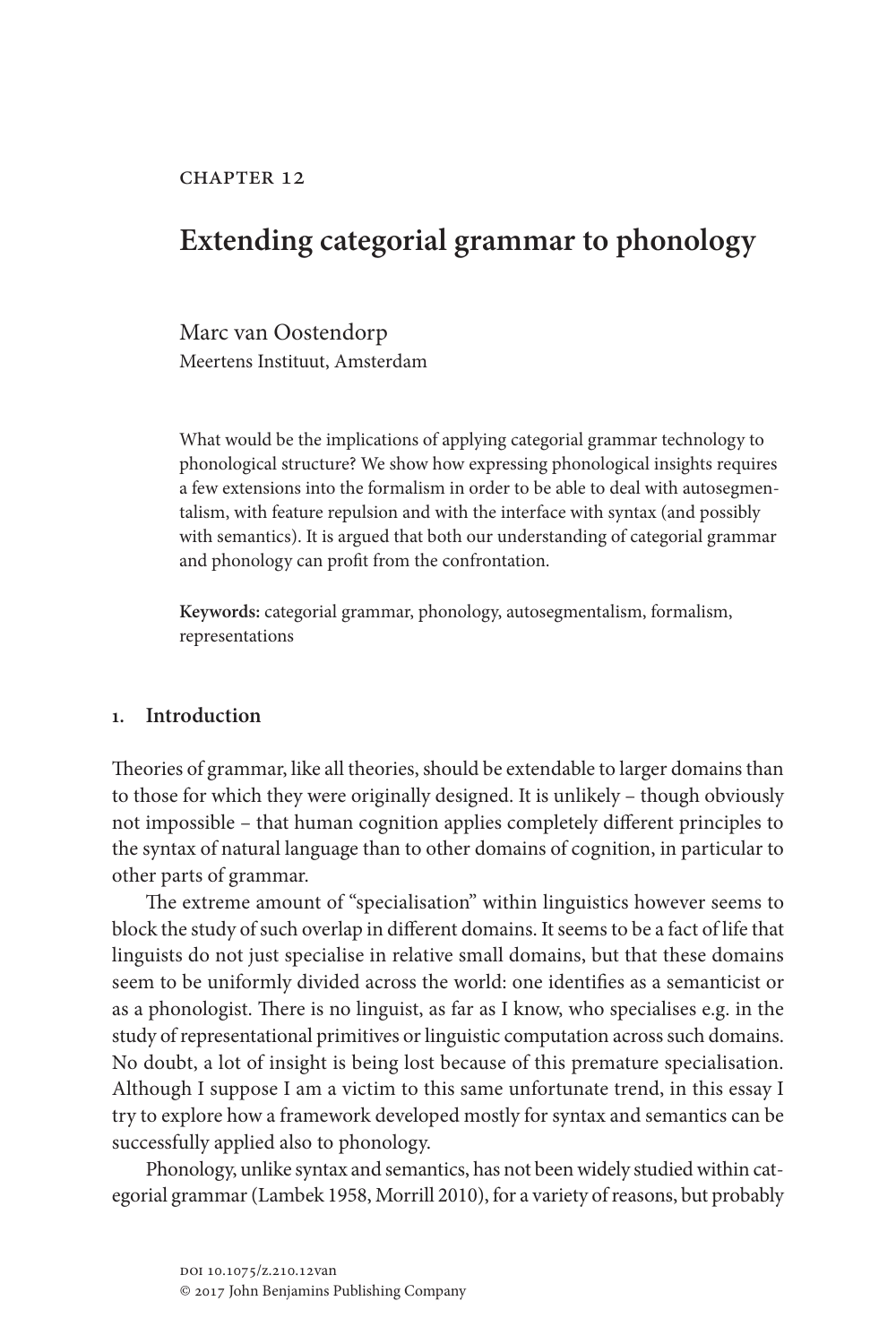CHAPTER 12

# Extending categorial grammar to phonology

Marc van Oostendorp
Meertens Instituut, Amsterdam

What would be the implications of applying categorial grammar technology to phonological structure? We show how expressing phonological insights requires a few extensions into the formalism in order to be able to deal with autosegmentalism, with feature repulsion and with the interface with syntax (and possibly with semantics). It is argued that both our understanding of categorial grammar and phonology can profit from the confrontation.

**Keywords:** categorial grammar, phonology, autosegmentalism, formalism, representations

## 1. Introduction

Theories of grammar, like all theories, should be extendable to larger domains than to those for which they were originally designed. It is unlikely – though obviously not impossible – that human cognition applies completely different principles to the syntax of natural language than to other domains of cognition, in particular to other parts of grammar.

The extreme amount of "specialisation" within linguistics however seems to block the study of such overlap in different domains. It seems to be a fact of life that linguists do not just specialise in relative small domains, but that these domains seem to be uniformly divided across the world: one identifies as a semanticist or as a phonologist. There is no linguist, as far as I know, who specialises e.g. in the study of representational primitives or linguistic computation across such domains. No doubt, a lot of insight is being lost because of this premature specialisation. Although I suppose I am a victim to this same unfortunate trend, in this essay I try to explore how a framework developed mostly for syntax and semantics can be successfully applied also to phonology.

Phonology, unlike syntax and semantics, has not been widely studied within categorial grammar (Lambek 1958, Morrill 2010), for a variety of reasons, but probably

DOI 10.1075/z.210.12van
© 2017 John Benjamins Publishing Company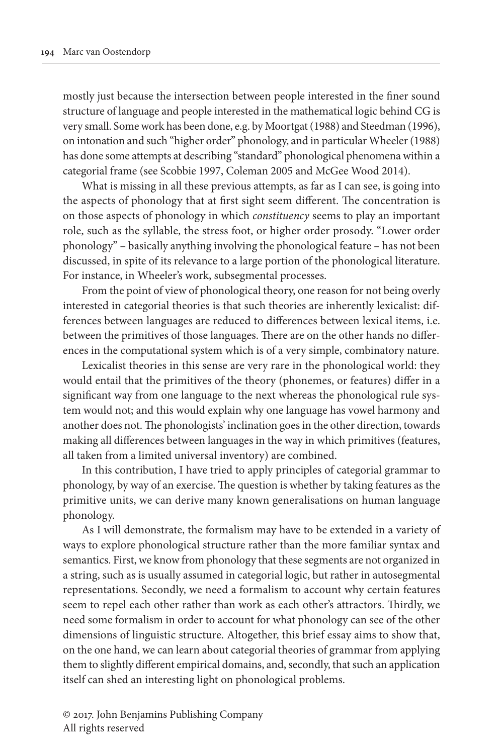mostly just because the intersection between people interested in the finer sound structure of language and people interested in the mathematical logic behind CG is very small. Some work has been done, e.g. by Moortgat (1988) and Steedman (1996), on intonation and such "higher order" phonology, and in particular Wheeler (1988) has done some attempts at describing "standard" phonological phenomena within a categorial frame (see Scobbie 1997, Coleman 2005 and McGee Wood 2014).

What is missing in all these previous attempts, as far as I can see, is going into the aspects of phonology that at first sight seem different. The concentration is on those aspects of phonology in which *constituency* seems to play an important role, such as the syllable, the stress foot, or higher order prosody. "Lower order phonology" – basically anything involving the phonological feature – has not been discussed, in spite of its relevance to a large portion of the phonological literature. For instance, in Wheeler's work, subsegmental processes.

From the point of view of phonological theory, one reason for not being overly interested in categorial theories is that such theories are inherently lexicalist: differences between languages are reduced to differences between lexical items, i.e. between the primitives of those languages. There are on the other hands no differences in the computational system which is of a very simple, combinatory nature.

Lexicalist theories in this sense are very rare in the phonological world: they would entail that the primitives of the theory (phonemes, or features) differ in a significant way from one language to the next whereas the phonological rule system would not; and this would explain why one language has vowel harmony and another does not. The phonologists' inclination goes in the other direction, towards making all differences between languages in the way in which primitives (features, all taken from a limited universal inventory) are combined.

In this contribution, I have tried to apply principles of categorial grammar to phonology, by way of an exercise. The question is whether by taking features as the primitive units, we can derive many known generalisations on human language phonology.

As I will demonstrate, the formalism may have to be extended in a variety of ways to explore phonological structure rather than the more familiar syntax and semantics. First, we know from phonology that these segments are not organized in a string, such as is usually assumed in categorial logic, but rather in autosegmental representations. Secondly, we need a formalism to account why certain features seem to repel each other rather than work as each other's attractors. Thirdly, we need some formalism in order to account for what phonology can see of the other dimensions of linguistic structure. Altogether, this brief essay aims to show that, on the one hand, we can learn about categorial theories of grammar from applying them to slightly different empirical domains, and, secondly, that such an application itself can shed an interesting light on phonological problems.

© 2017. John Benjamins Publishing Company
All rights reserved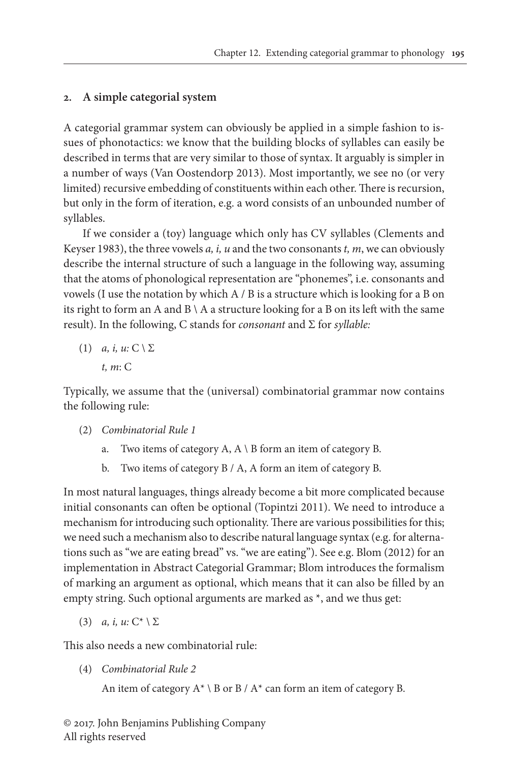## 2. A simple categorial system

A categorial grammar system can obviously be applied in a simple fashion to issues of phonotactics: we know that the building blocks of syllables can easily be described in terms that are very similar to those of syntax. It arguably is simpler in a number of ways (Van Oostendorp 2013). Most importantly, we see no (or very limited) recursive embedding of constituents within each other. There is recursion, but only in the form of iteration, e.g. a word consists of an unbounded number of syllables.

If we consider a (toy) language which only has CV syllables (Clements and Keyser 1983), the three vowels *a, i, u* and the two consonants *t, m*, we can obviously describe the internal structure of such a language in the following way, assuming that the atoms of phonological representation are "phonemes", i.e. consonants and vowels (I use the notation by which A / B is a structure which is looking for a B on its right to form an A and B \ A a structure looking for a B on its left with the same result). In the following, C stands for *consonant* and Σ for *syllable:*

(1) *a, i, u:* C \ Σ
    *t, m*: C

Typically, we assume that the (universal) combinatorial grammar now contains the following rule:

(2) *Combinatorial Rule 1*
  a. Two items of category A, A \ B form an item of category B.
  b. Two items of category B / A, A form an item of category B.

In most natural languages, things already become a bit more complicated because initial consonants can often be optional (Topintzi 2011). We need to introduce a mechanism for introducing such optionality. There are various possibilities for this; we need such a mechanism also to describe natural language syntax (e.g. for alternations such as "we are eating bread" vs. "we are eating"). See e.g. Blom (2012) for an implementation in Abstract Categorial Grammar; Blom introduces the formalism of marking an argument as optional, which means that it can also be filled by an empty string. Such optional arguments are marked as *, and we thus get:

(3) *a, i, u:* C* \ Σ

This also needs a new combinatorial rule:

(4) *Combinatorial Rule 2*
  An item of category A* \ B or B / A* can form an item of category B.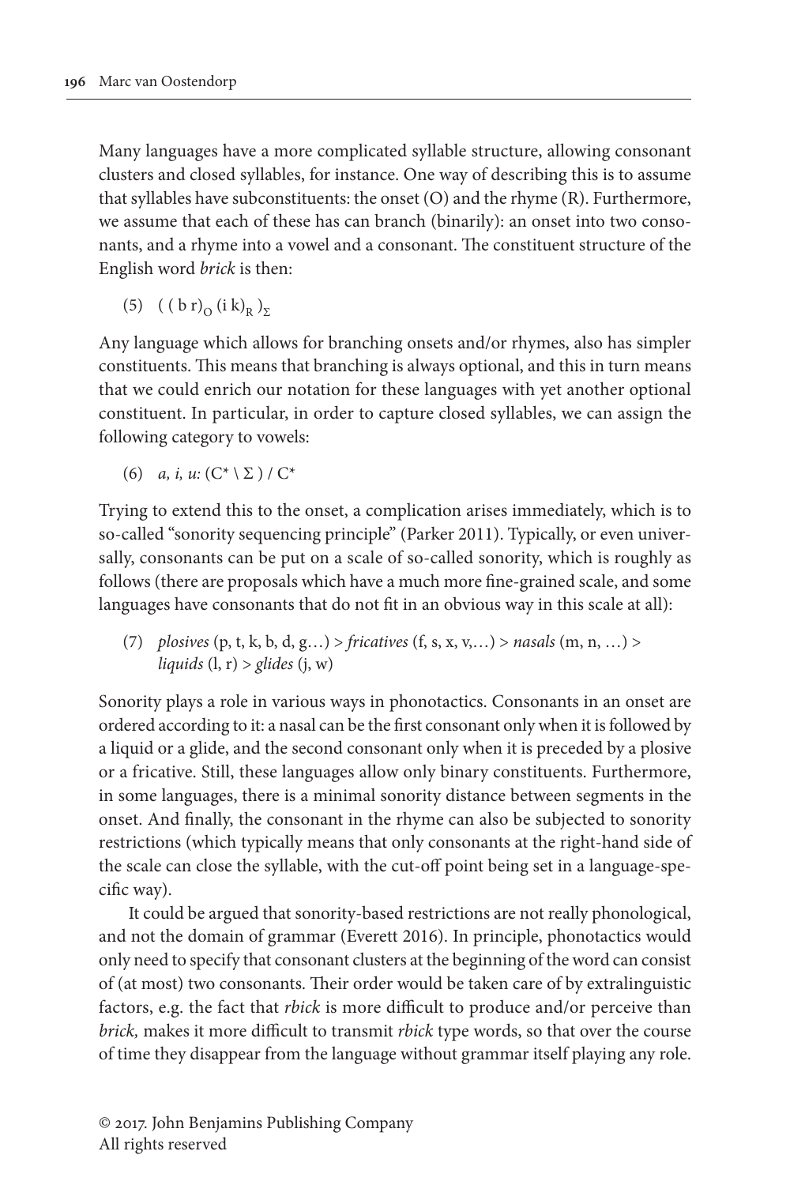Many languages have a more complicated syllable structure, allowing consonant clusters and closed syllables, for instance. One way of describing this is to assume that syllables have subconstituents: the onset (O) and the rhyme (R). Furthermore, we assume that each of these has can branch (binarily): an onset into two consonants, and a rhyme into a vowel and a consonant. The constituent structure of the English word *brick* is then:

(5) $( ( \mathrm{b\ r} )_{O} ( \mathrm{i\ k} )_{R} )_{\Sigma}$

Any language which allows for branching onsets and/or rhymes, also has simpler constituents. This means that branching is always optional, and this in turn means that we could enrich our notation for these languages with yet another optional constituent. In particular, in order to capture closed syllables, we can assign the following category to vowels:

(6) *a, i, u:* $(C^{*} \backslash \Sigma) / C^{*}$

Trying to extend this to the onset, a complication arises immediately, which is to so-called "sonority sequencing principle" (Parker 2011). Typically, or even universally, consonants can be put on a scale of so-called sonority, which is roughly as follows (there are proposals which have a much more fine-grained scale, and some languages have consonants that do not fit in an obvious way in this scale at all):

(7) *plosives* (p, t, k, b, d, g…) > *fricatives* (f, s, x, v,…) > *nasals* (m, n, …) > *liquids* (l, r) > *glides* (j, w)

Sonority plays a role in various ways in phonotactics. Consonants in an onset are ordered according to it: a nasal can be the first consonant only when it is followed by a liquid or a glide, and the second consonant only when it is preceded by a plosive or a fricative. Still, these languages allow only binary constituents. Furthermore, in some languages, there is a minimal sonority distance between segments in the onset. And finally, the consonant in the rhyme can also be subjected to sonority restrictions (which typically means that only consonants at the right-hand side of the scale can close the syllable, with the cut-off point being set in a language-specific way).

It could be argued that sonority-based restrictions are not really phonological, and not the domain of grammar (Everett 2016). In principle, phonotactics would only need to specify that consonant clusters at the beginning of the word can consist of (at most) two consonants. Their order would be taken care of by extralinguistic factors, e.g. the fact that *rbick* is more difficult to produce and/or perceive than *brick,* makes it more difficult to transmit *rbick* type words, so that over the course of time they disappear from the language without grammar itself playing any role.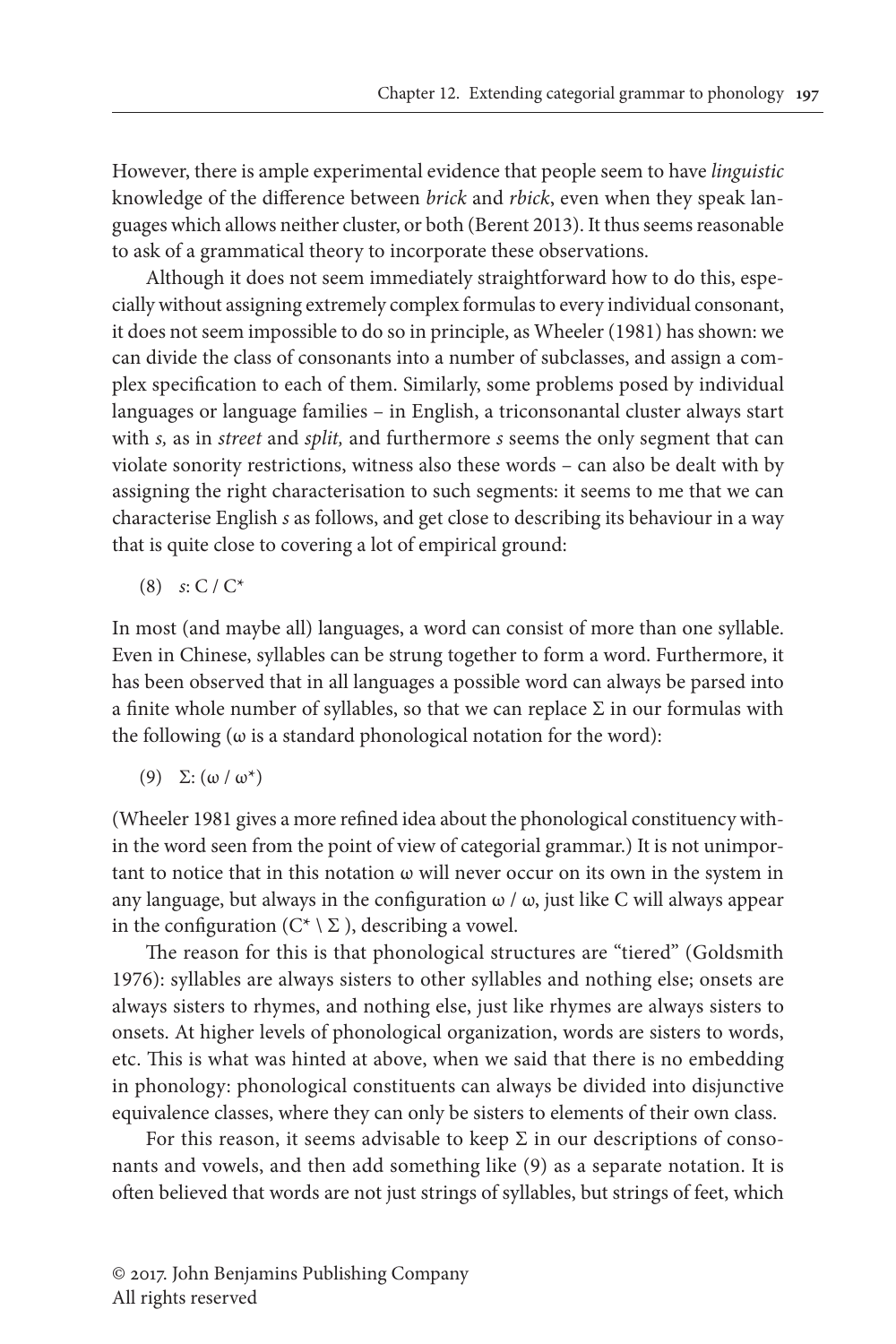However, there is ample experimental evidence that people seem to have *linguistic* knowledge of the difference between *brick* and *rbick*, even when they speak languages which allows neither cluster, or both (Berent 2013). It thus seems reasonable to ask of a grammatical theory to incorporate these observations.

Although it does not seem immediately straightforward how to do this, especially without assigning extremely complex formulas to every individual consonant, it does not seem impossible to do so in principle, as Wheeler (1981) has shown: we can divide the class of consonants into a number of subclasses, and assign a complex specification to each of them. Similarly, some problems posed by individual languages or language families – in English, a triconsonantal cluster always start with *s,* as in *street* and *split,* and furthermore *s* seems the only segment that can violate sonority restrictions, witness also these words – can also be dealt with by assigning the right characterisation to such segments: it seems to me that we can characterise English *s* as follows, and get close to describing its behaviour in a way that is quite close to covering a lot of empirical ground:

(8) *s*: $C / C^*$

In most (and maybe all) languages, a word can consist of more than one syllable. Even in Chinese, syllables can be strung together to form a word. Furthermore, it has been observed that in all languages a possible word can always be parsed into a finite whole number of syllables, so that we can replace $\Sigma$ in our formulas with the following ($\omega$ is a standard phonological notation for the word):

(9) $\Sigma: (\omega / \omega^*)$

(Wheeler 1981 gives a more refined idea about the phonological constituency within the word seen from the point of view of categorial grammar.) It is not unimportant to notice that in this notation $\omega$ will never occur on its own in the system in any language, but always in the configuration $\omega / \omega$, just like C will always appear in the configuration $(C^* \setminus \Sigma)$, describing a vowel.

The reason for this is that phonological structures are "tiered" (Goldsmith 1976): syllables are always sisters to other syllables and nothing else; onsets are always sisters to rhymes, and nothing else, just like rhymes are always sisters to onsets. At higher levels of phonological organization, words are sisters to words, etc. This is what was hinted at above, when we said that there is no embedding in phonology: phonological constituents can always be divided into disjunctive equivalence classes, where they can only be sisters to elements of their own class.

For this reason, it seems advisable to keep $\Sigma$ in our descriptions of consonants and vowels, and then add something like (9) as a separate notation. It is often believed that words are not just strings of syllables, but strings of feet, which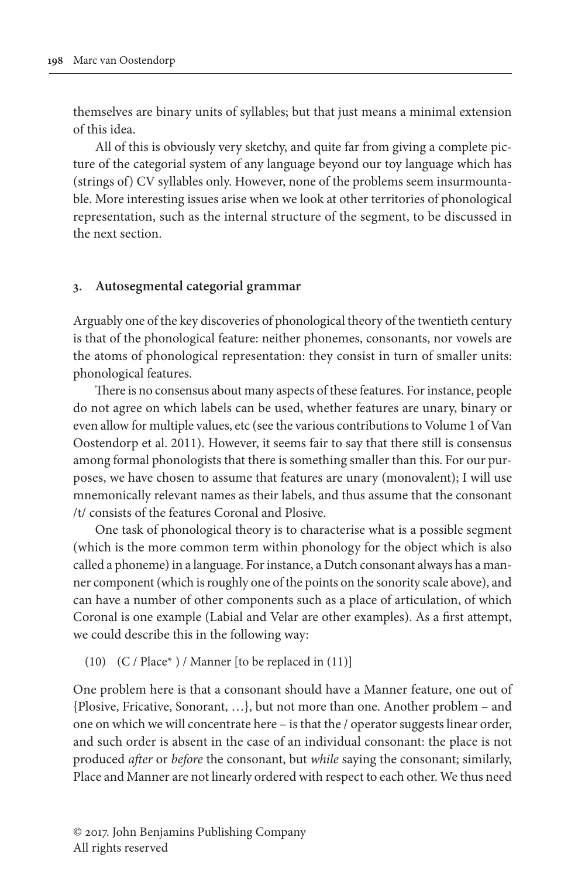themselves are binary units of syllables; but that just means a minimal extension of this idea.

All of this is obviously very sketchy, and quite far from giving a complete picture of the categorial system of any language beyond our toy language which has (strings of) CV syllables only. However, none of the problems seem insurmountable. More interesting issues arise when we look at other territories of phonological representation, such as the internal structure of the segment, to be discussed in the next section.

## 3. Autosegmental categorial grammar

Arguably one of the key discoveries of phonological theory of the twentieth century is that of the phonological feature: neither phonemes, consonants, nor vowels are the atoms of phonological representation: they consist in turn of smaller units: phonological features.

There is no consensus about many aspects of these features. For instance, people do not agree on which labels can be used, whether features are unary, binary or even allow for multiple values, etc (see the various contributions to Volume 1 of Van Oostendorp et al. 2011). However, it seems fair to say that there still is consensus among formal phonologists that there is something smaller than this. For our purposes, we have chosen to assume that features are unary (monovalent); I will use mnemonically relevant names as their labels, and thus assume that the consonant /t/ consists of the features Coronal and Plosive.

One task of phonological theory is to characterise what is a possible segment (which is the more common term within phonology for the object which is also called a phoneme) in a language. For instance, a Dutch consonant always has a manner component (which is roughly one of the points on the sonority scale above), and can have a number of other components such as a place of articulation, of which Coronal is one example (Labial and Velar are other examples). As a first attempt, we could describe this in the following way:

(10) (C / Place* ) / Manner [to be replaced in (11)]

One problem here is that a consonant should have a Manner feature, one out of {Plosive, Fricative, Sonorant, …}, but not more than one. Another problem – and one on which we will concentrate here – is that the / operator suggests linear order, and such order is absent in the case of an individual consonant: the place is not produced *after* or *before* the consonant, but *while* saying the consonant; similarly, Place and Manner are not linearly ordered with respect to each other. We thus need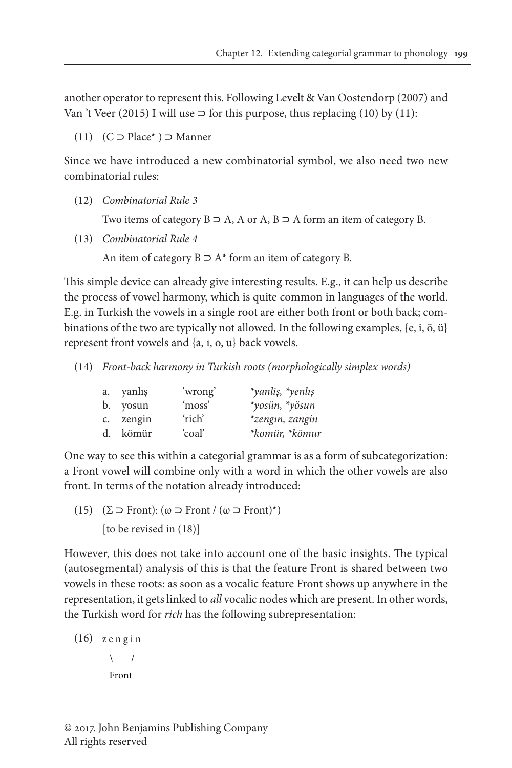another operator to represent this. Following Levelt & Van Oostendorp (2007) and Van 't Veer (2015) I will use ⊃ for this purpose, thus replacing (10) by (11):

(11) (C ⊃ Place* ) ⊃ Manner

Since we have introduced a new combinatorial symbol, we also need two new combinatorial rules:

(12) *Combinatorial Rule 3*

Two items of category B ⊃ A, A or A, B ⊃ A form an item of category B.

(13) *Combinatorial Rule 4*

An item of category B ⊃ A* form an item of category B.

This simple device can already give interesting results. E.g., it can help us describe the process of vowel harmony, which is quite common in languages of the world. E.g. in Turkish the vowels in a single root are either both front or both back; combinations of the two are typically not allowed. In the following examples, {e, i, ö, ü} represent front vowels and {a, ı, o, u} back vowels.

(14) *Front-back harmony in Turkish roots (morphologically simplex words)*

| | | | |
|---|---|---|---|
| a. | yanlış | 'wrong' | *\*yanliş, \*yenlış* |
| b. | yosun | 'moss' | *\*yosün, \*yösun* |
| c. | zengin | 'rich' | *\*zengın, zangin* |
| d. | kömür | 'coal' | *\*komür, \*kömur* |

One way to see this within a categorial grammar is as a form of subcategorization: a Front vowel will combine only with a word in which the other vowels are also front. In terms of the notation already introduced:

(15) (Σ ⊃ Front): (ω ⊃ Front / (ω ⊃ Front)*)

[to be revised in (18)]

However, this does not take into account one of the basic insights. The typical (autosegmental) analysis of this is that the feature Front is shared between two vowels in these roots: as soon as a vocalic feature Front shows up anywhere in the representation, it gets linked to *all* vocalic nodes which are present. In other words, the Turkish word for *rich* has the following subrepresentation:

(16)
```
z e n g i n
  \     /
   Front
```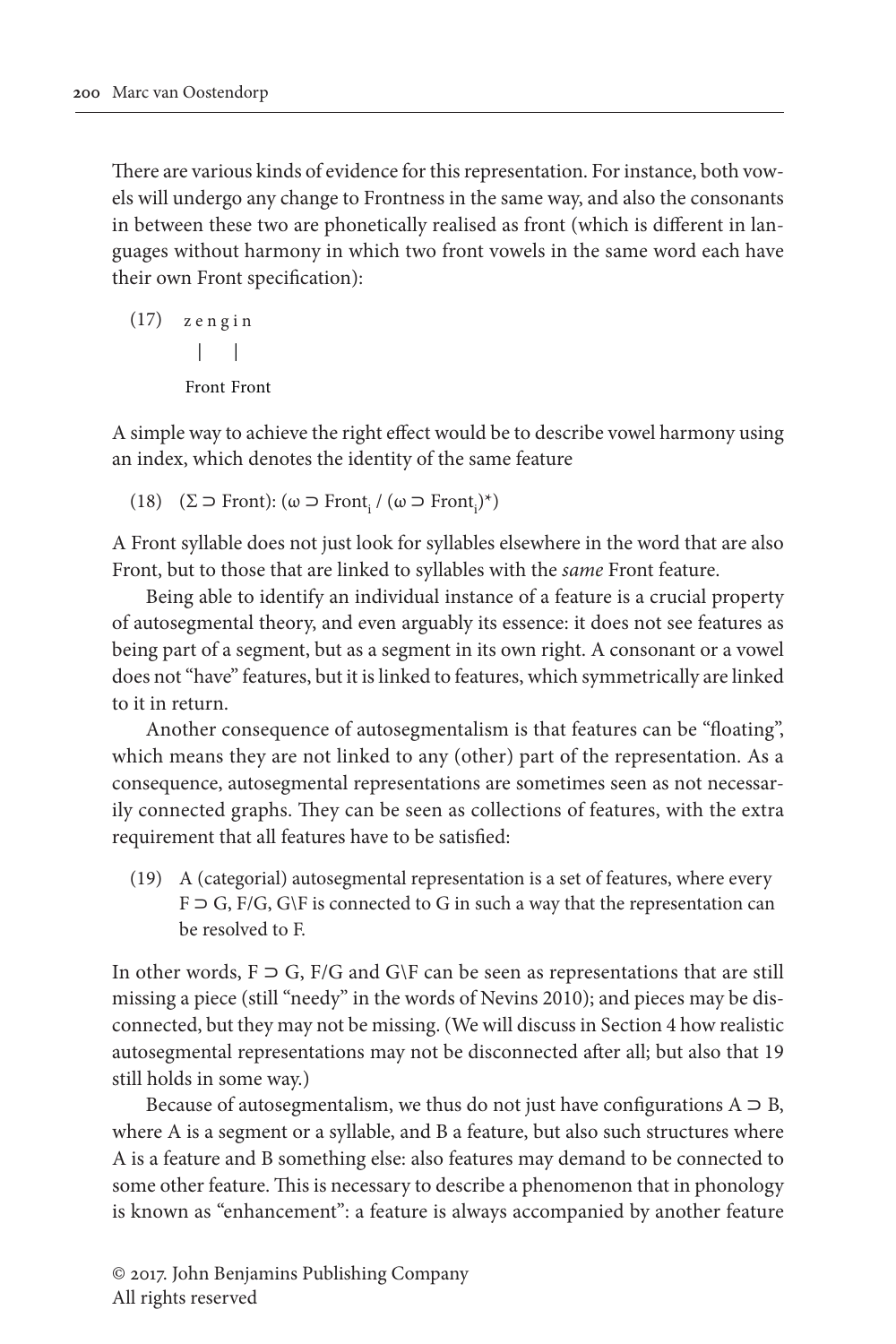There are various kinds of evidence for this representation. For instance, both vowels will undergo any change to Frontness in the same way, and also the consonants in between these two are phonetically realised as front (which is different in languages without harmony in which two front vowels in the same word each have their own Front specification):

```
(17)  z e n g i n
        |     |
      Front Front
```

A simple way to achieve the right effect would be to describe vowel harmony using an index, which denotes the identity of the same feature

(18) $(\Sigma \supset \text{Front})$: $(\omega \supset \text{Front}_i \,/\, (\omega \supset \text{Front}_i)^*)$

A Front syllable does not just look for syllables elsewhere in the word that are also Front, but to those that are linked to syllables with the *same* Front feature.

Being able to identify an individual instance of a feature is a crucial property of autosegmental theory, and even arguably its essence: it does not see features as being part of a segment, but as a segment in its own right. A consonant or a vowel does not "have" features, but it is linked to features, which symmetrically are linked to it in return.

Another consequence of autosegmentalism is that features can be "floating", which means they are not linked to any (other) part of the representation. As a consequence, autosegmental representations are sometimes seen as not necessarily connected graphs. They can be seen as collections of features, with the extra requirement that all features have to be satisfied:

(19) A (categorial) autosegmental representation is a set of features, where every $F \supset G$, $F/G$, $G\backslash F$ is connected to G in such a way that the representation can be resolved to F.

In other words, $F \supset G$, $F/G$ and $G\backslash F$ can be seen as representations that are still missing a piece (still "needy" in the words of Nevins 2010); and pieces may be disconnected, but they may not be missing. (We will discuss in Section 4 how realistic autosegmental representations may not be disconnected after all; but also that 19 still holds in some way.)

Because of autosegmentalism, we thus do not just have configurations $A \supset B$, where A is a segment or a syllable, and B a feature, but also such structures where A is a feature and B something else: also features may demand to be connected to some other feature. This is necessary to describe a phenomenon that in phonology is known as "enhancement": a feature is always accompanied by another feature

© 2017. John Benjamins Publishing Company
All rights reserved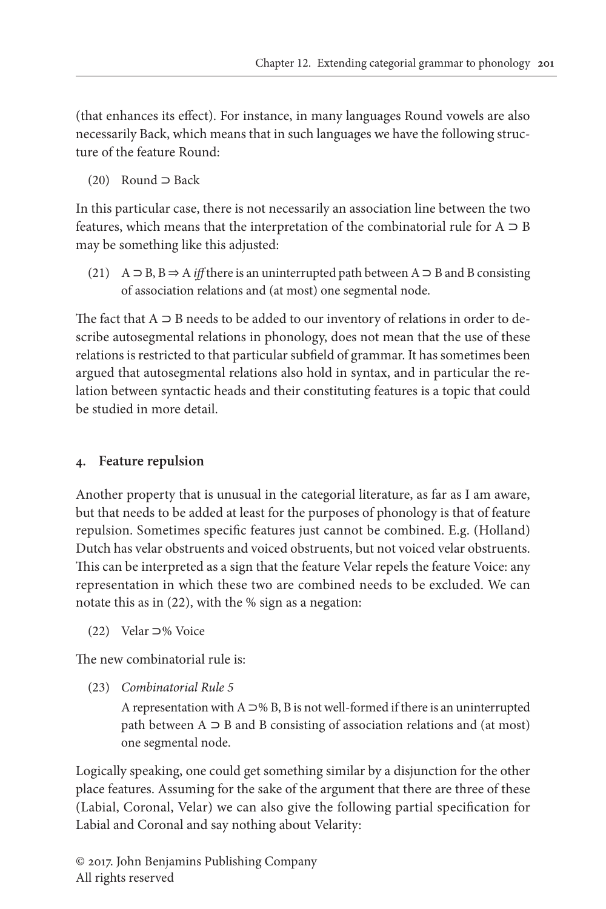(that enhances its effect). For instance, in many languages Round vowels are also necessarily Back, which means that in such languages we have the following structure of the feature Round:

(20) Round ⊃ Back

In this particular case, there is not necessarily an association line between the two features, which means that the interpretation of the combinatorial rule for A ⊃ B may be something like this adjusted:

(21) A ⊃ B, B ⇒ A *iff* there is an uninterrupted path between A ⊃ B and B consisting of association relations and (at most) one segmental node.

The fact that A ⊃ B needs to be added to our inventory of relations in order to describe autosegmental relations in phonology, does not mean that the use of these relations is restricted to that particular subfield of grammar. It has sometimes been argued that autosegmental relations also hold in syntax, and in particular the relation between syntactic heads and their constituting features is a topic that could be studied in more detail.

## 4. Feature repulsion

Another property that is unusual in the categorial literature, as far as I am aware, but that needs to be added at least for the purposes of phonology is that of feature repulsion. Sometimes specific features just cannot be combined. E.g. (Holland) Dutch has velar obstruents and voiced obstruents, but not voiced velar obstruents. This can be interpreted as a sign that the feature Velar repels the feature Voice: any representation in which these two are combined needs to be excluded. We can notate this as in (22), with the % sign as a negation:

(22) Velar ⊃% Voice

The new combinatorial rule is:

(23) *Combinatorial Rule 5*

A representation with A ⊃% B, B is not well-formed if there is an uninterrupted path between A ⊃ B and B consisting of association relations and (at most) one segmental node.

Logically speaking, one could get something similar by a disjunction for the other place features. Assuming for the sake of the argument that there are three of these (Labial, Coronal, Velar) we can also give the following partial specification for Labial and Coronal and say nothing about Velarity: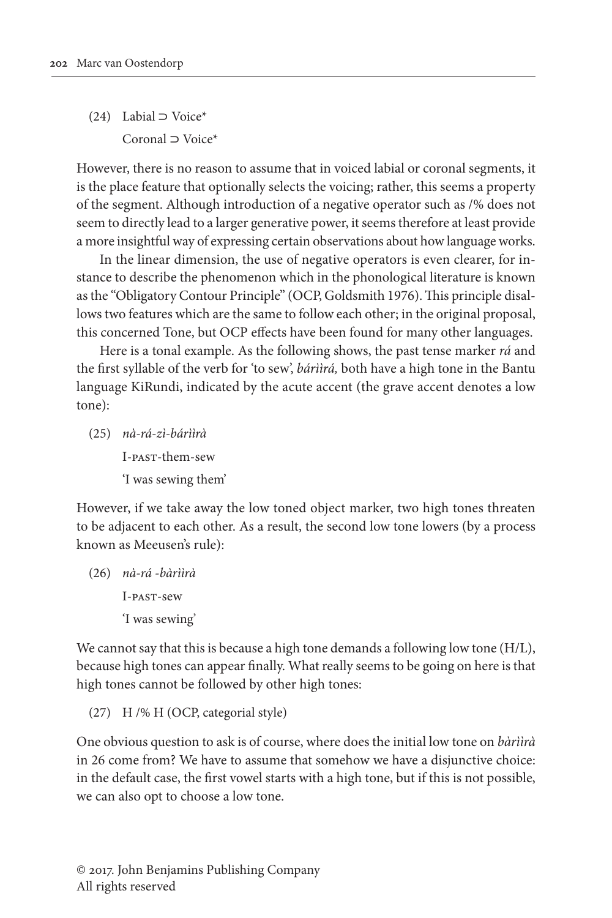(24) Labial ⊃ Voice*

     Coronal ⊃ Voice*

However, there is no reason to assume that in voiced labial or coronal segments, it is the place feature that optionally selects the voicing; rather, this seems a property of the segment. Although introduction of a negative operator such as /% does not seem to directly lead to a larger generative power, it seems therefore at least provide a more insightful way of expressing certain observations about how language works.

In the linear dimension, the use of negative operators is even clearer, for instance to describe the phenomenon which in the phonological literature is known as the "Obligatory Contour Principle" (OCP, Goldsmith 1976). This principle disallows two features which are the same to follow each other; in the original proposal, this concerned Tone, but OCP effects have been found for many other languages.

Here is a tonal example. As the following shows, the past tense marker *rá* and the first syllable of the verb for 'to sew', *báriìrá,* both have a high tone in the Bantu language KiRundi, indicated by the acute accent (the grave accent denotes a low tone):

(25) *nà-rá-zì-báriìrà*

     I-PAST-them-sew

     'I was sewing them'

However, if we take away the low toned object marker, two high tones threaten to be adjacent to each other. As a result, the second low tone lowers (by a process known as Meeusen's rule):

(26) *nà-rá -bàriìrà*

     I-PAST-sew

     'I was sewing'

We cannot say that this is because a high tone demands a following low tone (H/L), because high tones can appear finally. What really seems to be going on here is that high tones cannot be followed by other high tones:

(27) H /% H (OCP, categorial style)

One obvious question to ask is of course, where does the initial low tone on *bàriìrà* in 26 come from? We have to assume that somehow we have a disjunctive choice: in the default case, the first vowel starts with a high tone, but if this is not possible, we can also opt to choose a low tone.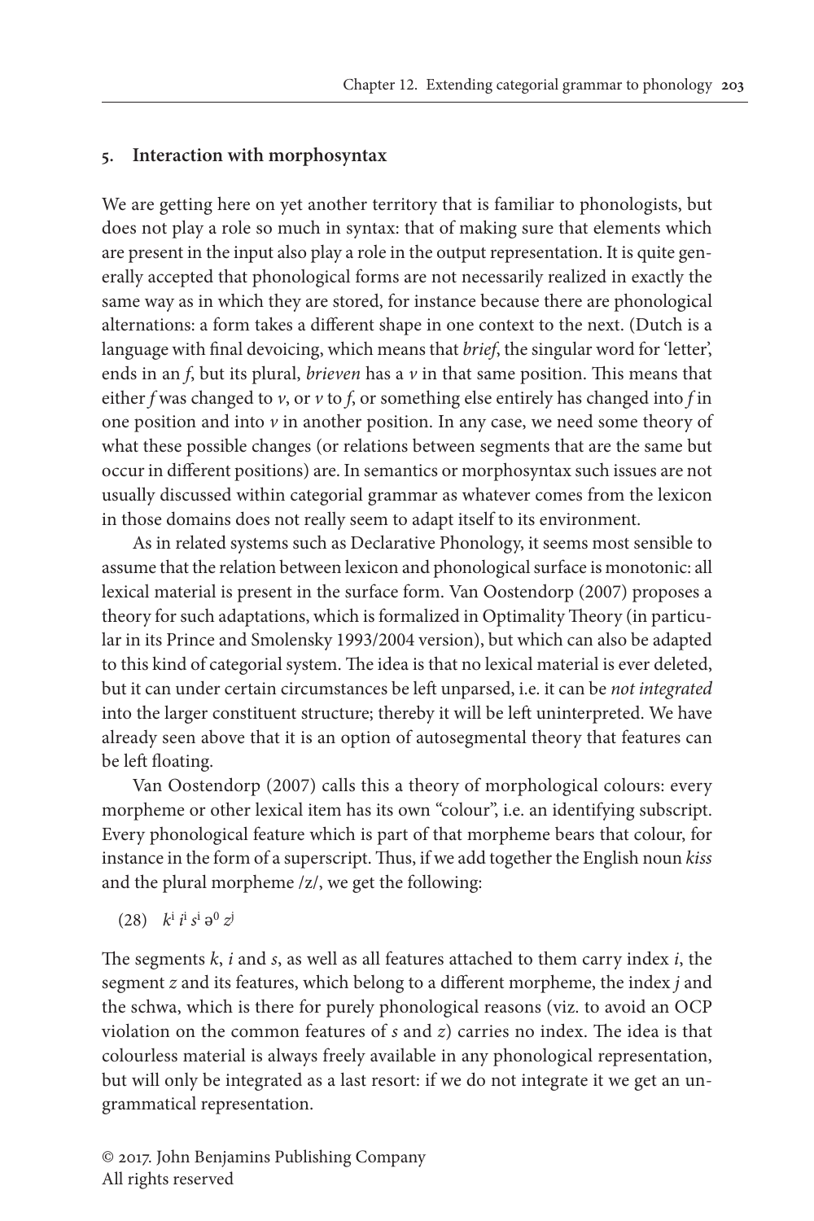## 5. Interaction with morphosyntax

We are getting here on yet another territory that is familiar to phonologists, but does not play a role so much in syntax: that of making sure that elements which are present in the input also play a role in the output representation. It is quite generally accepted that phonological forms are not necessarily realized in exactly the same way as in which they are stored, for instance because there are phonological alternations: a form takes a different shape in one context to the next. (Dutch is a language with final devoicing, which means that *brief*, the singular word for 'letter', ends in an *f*, but its plural, *brieven* has a *v* in that same position. This means that either *f* was changed to *v*, or *v* to *f*, or something else entirely has changed into *f* in one position and into *v* in another position. In any case, we need some theory of what these possible changes (or relations between segments that are the same but occur in different positions) are. In semantics or morphosyntax such issues are not usually discussed within categorial grammar as whatever comes from the lexicon in those domains does not really seem to adapt itself to its environment.

As in related systems such as Declarative Phonology, it seems most sensible to assume that the relation between lexicon and phonological surface is monotonic: all lexical material is present in the surface form. Van Oostendorp (2007) proposes a theory for such adaptations, which is formalized in Optimality Theory (in particular in its Prince and Smolensky 1993/2004 version), but which can also be adapted to this kind of categorial system. The idea is that no lexical material is ever deleted, but it can under certain circumstances be left unparsed, i.e. it can be *not integrated* into the larger constituent structure; thereby it will be left uninterpreted. We have already seen above that it is an option of autosegmental theory that features can be left floating.

Van Oostendorp (2007) calls this a theory of morphological colours: every morpheme or other lexical item has its own "colour", i.e. an identifying subscript. Every phonological feature which is part of that morpheme bears that colour, for instance in the form of a superscript. Thus, if we add together the English noun *kiss* and the plural morpheme /z/, we get the following:

(28) $k^i\ ɪ^i\ s^i\ ə^0\ z^j$

The segments *k*, *i* and *s*, as well as all features attached to them carry index *i*, the segment *z* and its features, which belong to a different morpheme, the index *j* and the schwa, which is there for purely phonological reasons (viz. to avoid an OCP violation on the common features of *s* and *z*) carries no index. The idea is that colourless material is always freely available in any phonological representation, but will only be integrated as a last resort: if we do not integrate it we get an ungrammatical representation.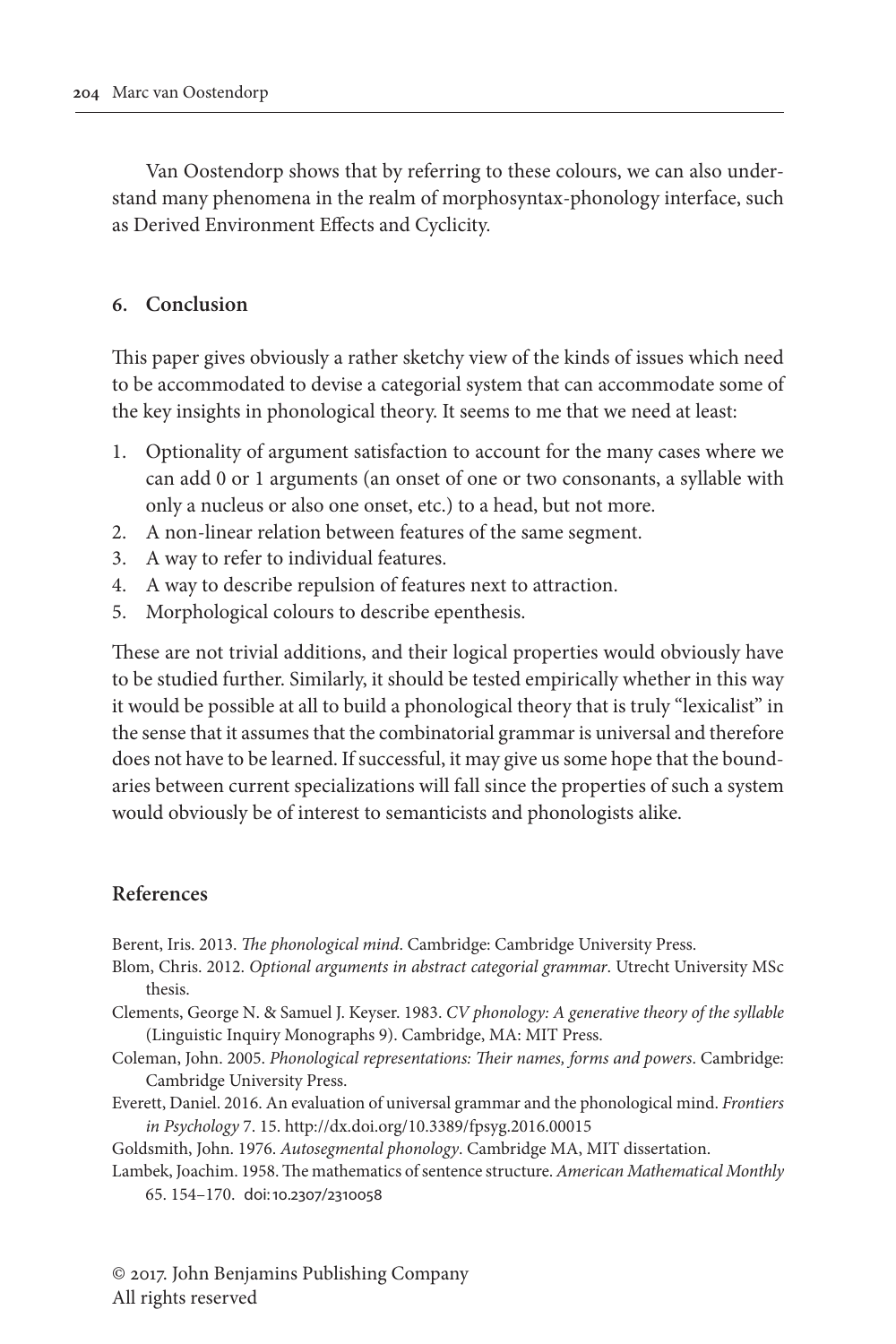Van Oostendorp shows that by referring to these colours, we can also understand many phenomena in the realm of morphosyntax-phonology interface, such as Derived Environment Effects and Cyclicity.

## 6. Conclusion

This paper gives obviously a rather sketchy view of the kinds of issues which need to be accommodated to devise a categorial system that can accommodate some of the key insights in phonological theory. It seems to me that we need at least:

1. Optionality of argument satisfaction to account for the many cases where we can add 0 or 1 arguments (an onset of one or two consonants, a syllable with only a nucleus or also one onset, etc.) to a head, but not more.
2. A non-linear relation between features of the same segment.
3. A way to refer to individual features.
4. A way to describe repulsion of features next to attraction.
5. Morphological colours to describe epenthesis.

These are not trivial additions, and their logical properties would obviously have to be studied further. Similarly, it should be tested empirically whether in this way it would be possible at all to build a phonological theory that is truly "lexicalist" in the sense that it assumes that the combinatorial grammar is universal and therefore does not have to be learned. If successful, it may give us some hope that the boundaries between current specializations will fall since the properties of such a system would obviously be of interest to semanticists and phonologists alike.

## References

Berent, Iris. 2013. *The phonological mind*. Cambridge: Cambridge University Press.

Blom, Chris. 2012. *Optional arguments in abstract categorial grammar*. Utrecht University MSc thesis.

Clements, George N. & Samuel J. Keyser. 1983. *CV phonology: A generative theory of the syllable* (Linguistic Inquiry Monographs 9). Cambridge, MA: MIT Press.

Coleman, John. 2005. *Phonological representations: Their names, forms and powers*. Cambridge: Cambridge University Press.

Everett, Daniel. 2016. An evaluation of universal grammar and the phonological mind. *Frontiers in Psychology* 7. 15. http://dx.doi.org/10.3389/fpsyg.2016.00015

Goldsmith, John. 1976. *Autosegmental phonology*. Cambridge MA, MIT dissertation.

Lambek, Joachim. 1958. The mathematics of sentence structure. *American Mathematical Monthly* 65. 154–170. doi:10.2307/2310058

© 2017. John Benjamins Publishing Company
All rights reserved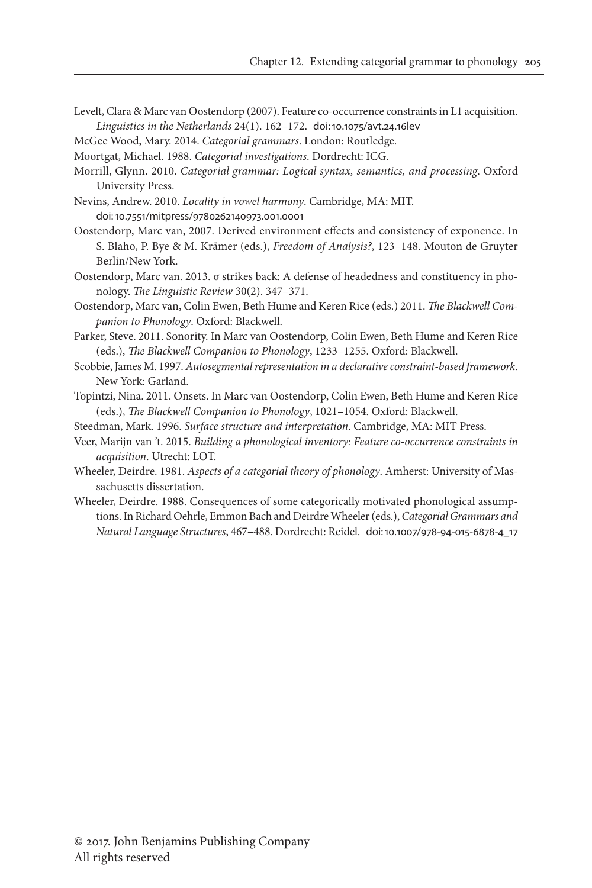Levelt, Clara & Marc van Oostendorp (2007). Feature co-occurrence constraints in L1 acquisition. *Linguistics in the Netherlands* 24(1). 162–172. doi:10.1075/avt.24.16lev

McGee Wood, Mary. 2014. *Categorial grammars*. London: Routledge.

Moortgat, Michael. 1988. *Categorial investigations*. Dordrecht: ICG.

Morrill, Glynn. 2010. *Categorial grammar: Logical syntax, semantics, and processing*. Oxford University Press.

Nevins, Andrew. 2010. *Locality in vowel harmony*. Cambridge, MA: MIT. doi:10.7551/mitpress/9780262140973.001.0001

Oostendorp, Marc van, 2007. Derived environment effects and consistency of exponence. In S. Blaho, P. Bye & M. Krämer (eds.), *Freedom of Analysis?*, 123–148. Mouton de Gruyter Berlin/New York.

Oostendorp, Marc van. 2013. σ strikes back: A defense of headedness and constituency in phonology. *The Linguistic Review* 30(2). 347–371.

Oostendorp, Marc van, Colin Ewen, Beth Hume and Keren Rice (eds.) 2011. *The Blackwell Companion to Phonology*. Oxford: Blackwell.

Parker, Steve. 2011. Sonority. In Marc van Oostendorp, Colin Ewen, Beth Hume and Keren Rice (eds.), *The Blackwell Companion to Phonology*, 1233–1255. Oxford: Blackwell.

Scobbie, James M. 1997. *Autosegmental representation in a declarative constraint-based framework*. New York: Garland.

Topintzi, Nina. 2011. Onsets. In Marc van Oostendorp, Colin Ewen, Beth Hume and Keren Rice (eds.), *The Blackwell Companion to Phonology*, 1021–1054. Oxford: Blackwell.

Steedman, Mark. 1996. *Surface structure and interpretation*. Cambridge, MA: MIT Press.

Veer, Marijn van 't. 2015. *Building a phonological inventory: Feature co-occurrence constraints in acquisition*. Utrecht: LOT.

Wheeler, Deirdre. 1981. *Aspects of a categorial theory of phonology*. Amherst: University of Massachusetts dissertation.

Wheeler, Deirdre. 1988. Consequences of some categorically motivated phonological assumptions. In Richard Oehrle, Emmon Bach and Deirdre Wheeler (eds.), *Categorial Grammars and Natural Language Structures*, 467–488. Dordrecht: Reidel. doi:10.1007/978-94-015-6878-4_17

© 2017. John Benjamins Publishing Company
All rights reserved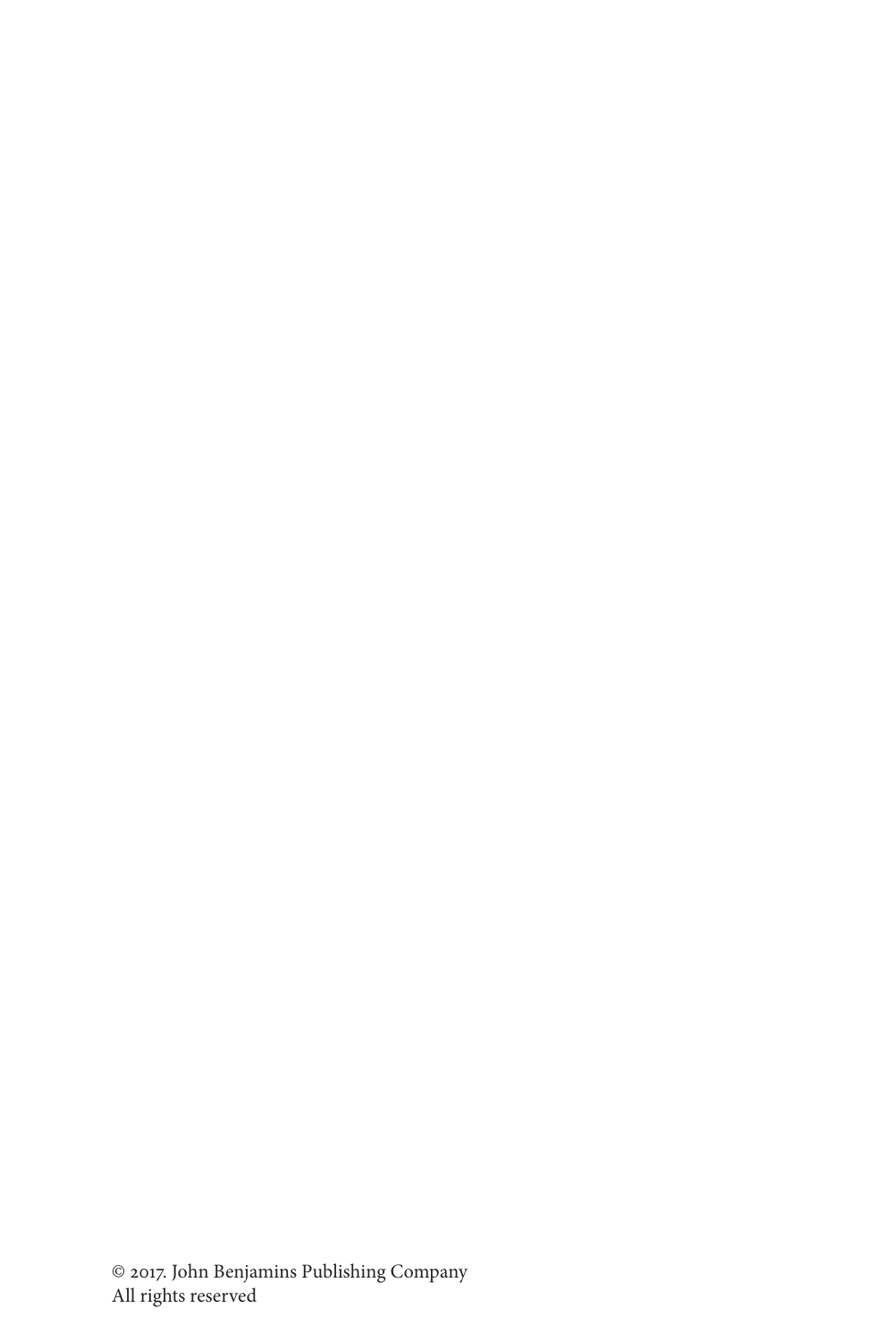© 2017. John Benjamins Publishing Company
All rights reserved